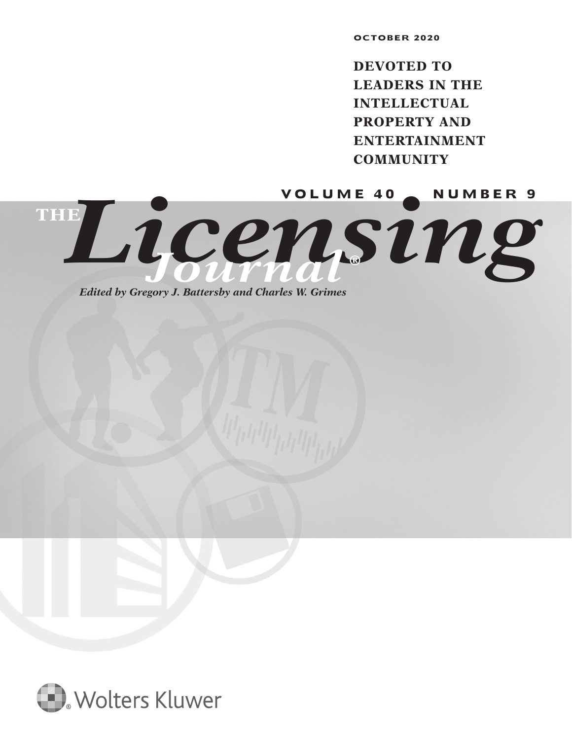OCTOBER 2020

**DEVOTED TO LEADERS IN THE INTELLECTUAL PROPERTY AND ENTERTAINMENT COMMUNITY**

VOLUME 40 • NUMBER 9

# THE *Licensing Journal*®

*Edited by Gregory J. Battersby and Charles W. Grimes*

Wolters Kluwer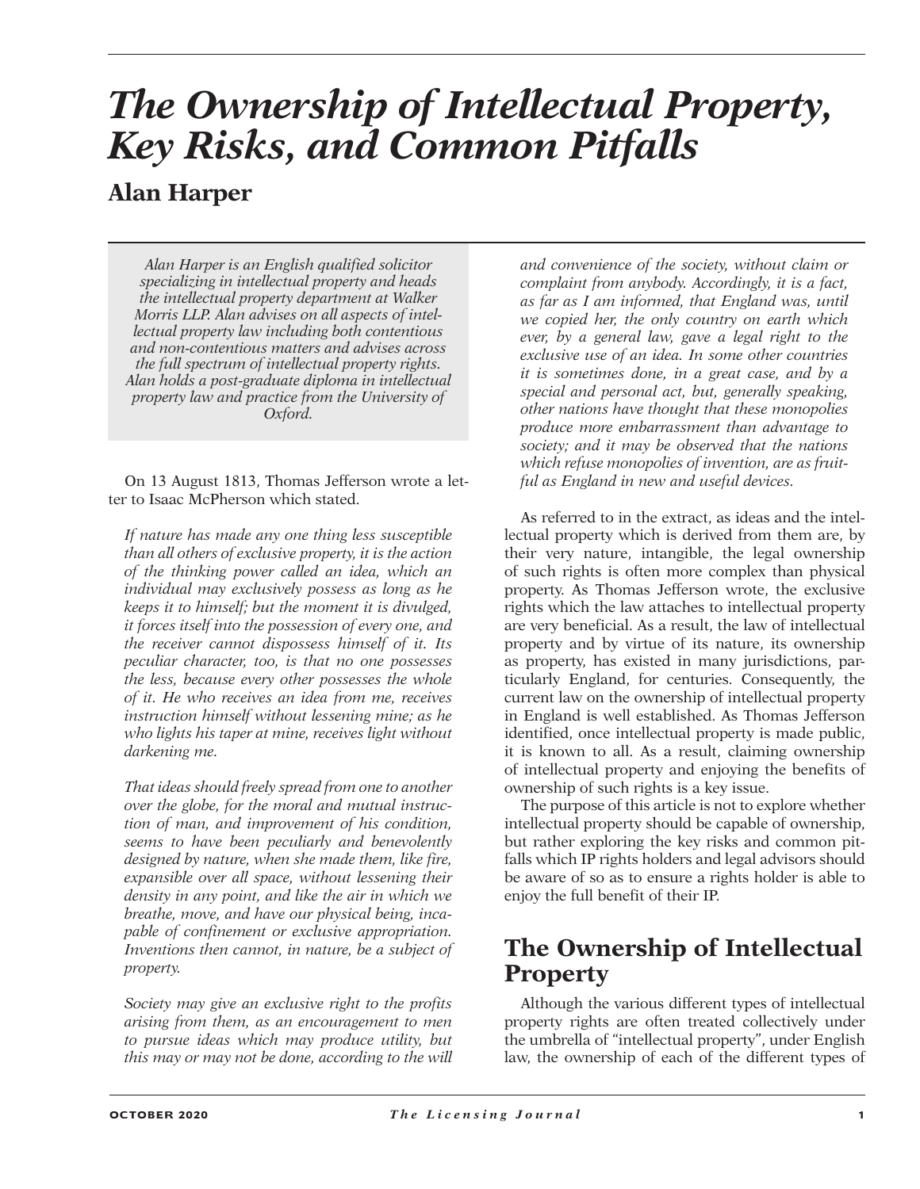# The Ownership of Intellectual Property, Key Risks, and Common Pitfalls

## Alan Harper

*Alan Harper is an English qualified solicitor specializing in intellectual property and heads the intellectual property department at Walker Morris LLP. Alan advises on all aspects of intellectual property law including both contentious and non-contentious matters and advises across the full spectrum of intellectual property rights. Alan holds a post-graduate diploma in intellectual property law and practice from the University of Oxford.*

On 13 August 1813, Thomas Jefferson wrote a letter to Isaac McPherson which stated.

*If nature has made any one thing less susceptible than all others of exclusive property, it is the action of the thinking power called an idea, which an individual may exclusively possess as long as he keeps it to himself; but the moment it is divulged, it forces itself into the possession of every one, and the receiver cannot dispossess himself of it. Its peculiar character, too, is that no one possesses the less, because every other possesses the whole of it. He who receives an idea from me, receives instruction himself without lessening mine; as he who lights his taper at mine, receives light without darkening me.*

*That ideas should freely spread from one to another over the globe, for the moral and mutual instruction of man, and improvement of his condition, seems to have been peculiarly and benevolently designed by nature, when she made them, like fire, expansible over all space, without lessening their density in any point, and like the air in which we breathe, move, and have our physical being, incapable of confinement or exclusive appropriation. Inventions then cannot, in nature, be a subject of property.*

*Society may give an exclusive right to the profits arising from them, as an encouragement to men to pursue ideas which may produce utility, but this may or may not be done, according to the will and convenience of the society, without claim or complaint from anybody. Accordingly, it is a fact, as far as I am informed, that England was, until we copied her, the only country on earth which ever, by a general law, gave a legal right to the exclusive use of an idea. In some other countries it is sometimes done, in a great case, and by a special and personal act, but, generally speaking, other nations have thought that these monopolies produce more embarrassment than advantage to society; and it may be observed that the nations which refuse monopolies of invention, are as fruitful as England in new and useful devices.*

As referred to in the extract, as ideas and the intellectual property which is derived from them are, by their very nature, intangible, the legal ownership of such rights is often more complex than physical property. As Thomas Jefferson wrote, the exclusive rights which the law attaches to intellectual property are very beneficial. As a result, the law of intellectual property and by virtue of its nature, its ownership as property, has existed in many jurisdictions, particularly England, for centuries. Consequently, the current law on the ownership of intellectual property in England is well established. As Thomas Jefferson identified, once intellectual property is made public, it is known to all. As a result, claiming ownership of intellectual property and enjoying the benefits of ownership of such rights is a key issue.

The purpose of this article is not to explore whether intellectual property should be capable of ownership, but rather exploring the key risks and common pitfalls which IP rights holders and legal advisors should be aware of so as to ensure a rights holder is able to enjoy the full benefit of their IP.

## The Ownership of Intellectual Property

Although the various different types of intellectual property rights are often treated collectively under the umbrella of "intellectual property", under English law, the ownership of each of the different types of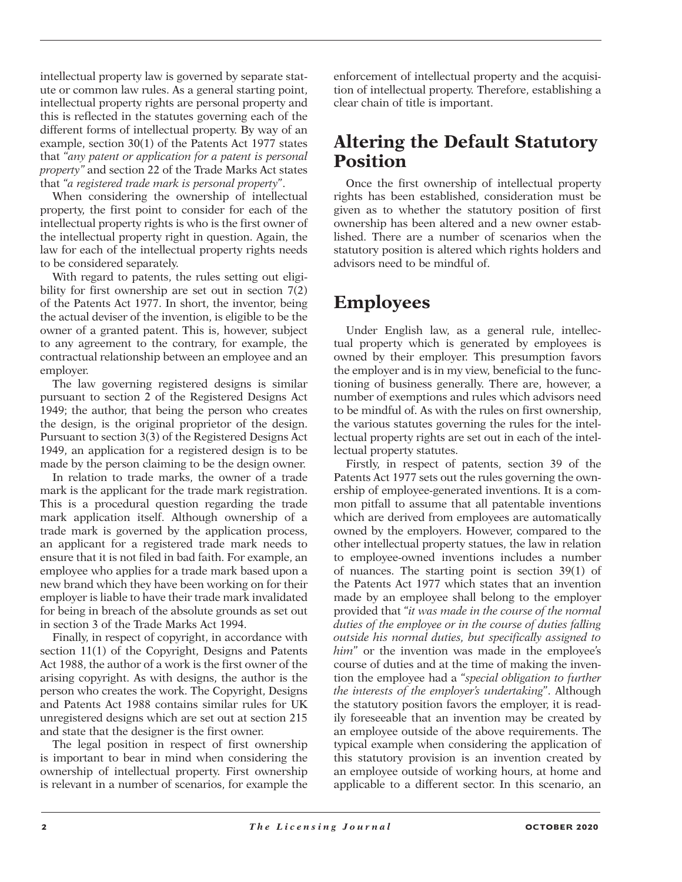intellectual property law is governed by separate statute or common law rules. As a general starting point, intellectual property rights are personal property and this is reflected in the statutes governing each of the different forms of intellectual property. By way of an example, section 30(1) of the Patents Act 1977 states that *"any patent or application for a patent is personal property"* and section 22 of the Trade Marks Act states that *"a registered trade mark is personal property"*.

When considering the ownership of intellectual property, the first point to consider for each of the intellectual property rights is who is the first owner of the intellectual property right in question. Again, the law for each of the intellectual property rights needs to be considered separately.

With regard to patents, the rules setting out eligibility for first ownership are set out in section 7(2) of the Patents Act 1977. In short, the inventor, being the actual deviser of the invention, is eligible to be the owner of a granted patent. This is, however, subject to any agreement to the contrary, for example, the contractual relationship between an employee and an employer.

The law governing registered designs is similar pursuant to section 2 of the Registered Designs Act 1949; the author, that being the person who creates the design, is the original proprietor of the design. Pursuant to section 3(3) of the Registered Designs Act 1949, an application for a registered design is to be made by the person claiming to be the design owner.

In relation to trade marks, the owner of a trade mark is the applicant for the trade mark registration. This is a procedural question regarding the trade mark application itself. Although ownership of a trade mark is governed by the application process, an applicant for a registered trade mark needs to ensure that it is not filed in bad faith. For example, an employee who applies for a trade mark based upon a new brand which they have been working on for their employer is liable to have their trade mark invalidated for being in breach of the absolute grounds as set out in section 3 of the Trade Marks Act 1994.

Finally, in respect of copyright, in accordance with section 11(1) of the Copyright, Designs and Patents Act 1988, the author of a work is the first owner of the arising copyright. As with designs, the author is the person who creates the work. The Copyright, Designs and Patents Act 1988 contains similar rules for UK unregistered designs which are set out at section 215 and state that the designer is the first owner.

The legal position in respect of first ownership is important to bear in mind when considering the ownership of intellectual property. First ownership is relevant in a number of scenarios, for example the enforcement of intellectual property and the acquisition of intellectual property. Therefore, establishing a clear chain of title is important.

## Altering the Default Statutory Position

Once the first ownership of intellectual property rights has been established, consideration must be given as to whether the statutory position of first ownership has been altered and a new owner established. There are a number of scenarios when the statutory position is altered which rights holders and advisors need to be mindful of.

## Employees

Under English law, as a general rule, intellectual property which is generated by employees is owned by their employer. This presumption favors the employer and is in my view, beneficial to the functioning of business generally. There are, however, a number of exemptions and rules which advisors need to be mindful of. As with the rules on first ownership, the various statutes governing the rules for the intellectual property rights are set out in each of the intellectual property statutes.

Firstly, in respect of patents, section 39 of the Patents Act 1977 sets out the rules governing the ownership of employee-generated inventions. It is a common pitfall to assume that all patentable inventions which are derived from employees are automatically owned by the employers. However, compared to the other intellectual property statues, the law in relation to employee-owned inventions includes a number of nuances. The starting point is section 39(1) of the Patents Act 1977 which states that an invention made by an employee shall belong to the employer provided that "*it was made in the course of the normal duties of the employee or in the course of duties falling outside his normal duties, but specifically assigned to him*" or the invention was made in the employee's course of duties and at the time of making the invention the employee had a "*special obligation to further the interests of the employer's undertaking*". Although the statutory position favors the employer, it is readily foreseeable that an invention may be created by an employee outside of the above requirements. The typical example when considering the application of this statutory provision is an invention created by an employee outside of working hours, at home and applicable to a different sector. In this scenario, an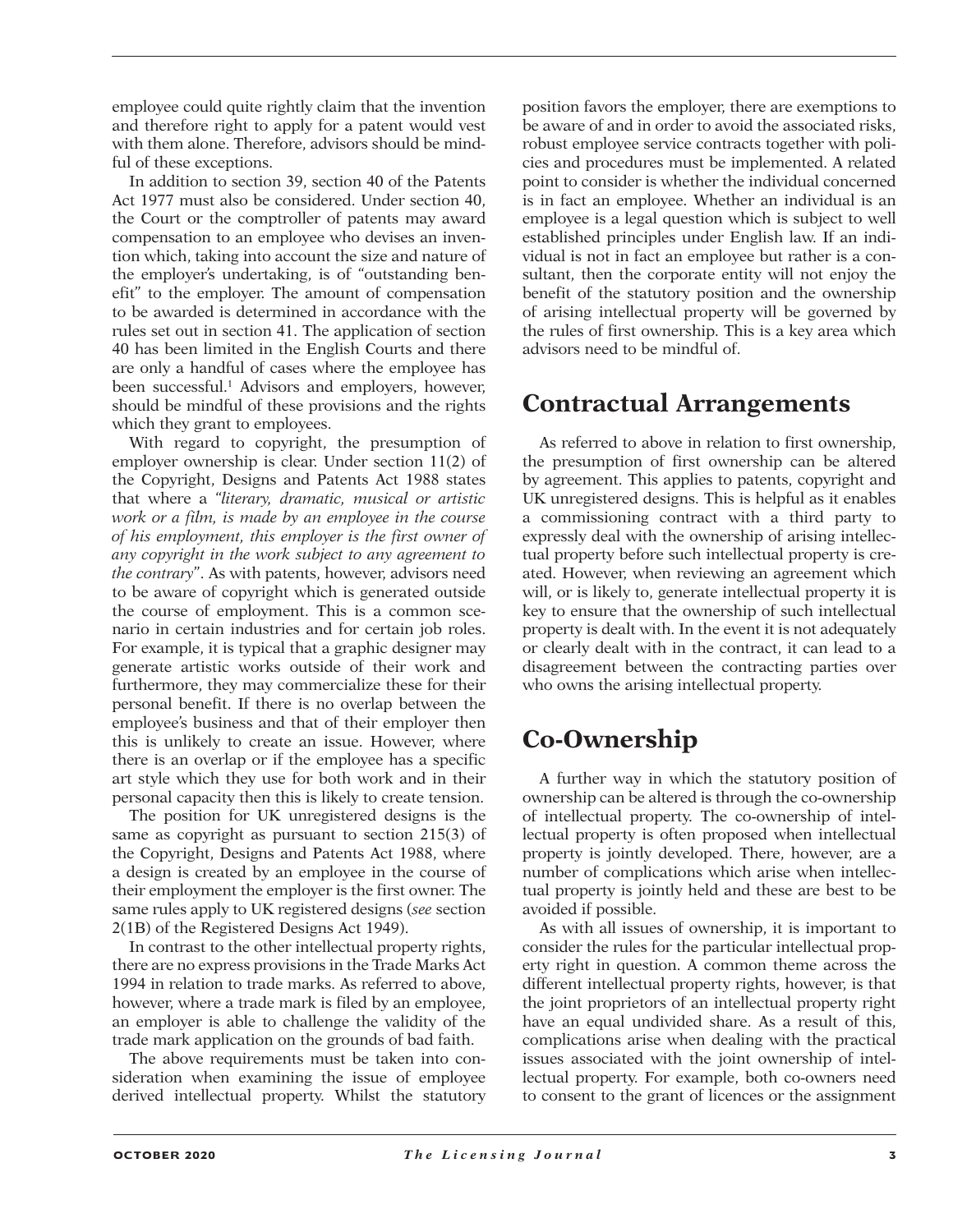employee could quite rightly claim that the invention and therefore right to apply for a patent would vest with them alone. Therefore, advisors should be mindful of these exceptions.

In addition to section 39, section 40 of the Patents Act 1977 must also be considered. Under section 40, the Court or the comptroller of patents may award compensation to an employee who devises an invention which, taking into account the size and nature of the employer's undertaking, is of "outstanding benefit" to the employer. The amount of compensation to be awarded is determined in accordance with the rules set out in section 41. The application of section 40 has been limited in the English Courts and there are only a handful of cases where the employee has been successful.[1] Advisors and employers, however, should be mindful of these provisions and the rights which they grant to employees.

With regard to copyright, the presumption of employer ownership is clear. Under section 11(2) of the Copyright, Designs and Patents Act 1988 states that where a *"literary, dramatic, musical or artistic work or a film, is made by an employee in the course of his employment, this employer is the first owner of any copyright in the work subject to any agreement to the contrary"*. As with patents, however, advisors need to be aware of copyright which is generated outside the course of employment. This is a common scenario in certain industries and for certain job roles. For example, it is typical that a graphic designer may generate artistic works outside of their work and furthermore, they may commercialize these for their personal benefit. If there is no overlap between the employee's business and that of their employer then this is unlikely to create an issue. However, where there is an overlap or if the employee has a specific art style which they use for both work and in their personal capacity then this is likely to create tension.

The position for UK unregistered designs is the same as copyright as pursuant to section 215(3) of the Copyright, Designs and Patents Act 1988, where a design is created by an employee in the course of their employment the employer is the first owner. The same rules apply to UK registered designs (*see* section 2(1B) of the Registered Designs Act 1949).

In contrast to the other intellectual property rights, there are no express provisions in the Trade Marks Act 1994 in relation to trade marks. As referred to above, however, where a trade mark is filed by an employee, an employer is able to challenge the validity of the trade mark application on the grounds of bad faith.

The above requirements must be taken into consideration when examining the issue of employee derived intellectual property. Whilst the statutory position favors the employer, there are exemptions to be aware of and in order to avoid the associated risks, robust employee service contracts together with policies and procedures must be implemented. A related point to consider is whether the individual concerned is in fact an employee. Whether an individual is an employee is a legal question which is subject to well established principles under English law. If an individual is not in fact an employee but rather is a consultant, then the corporate entity will not enjoy the benefit of the statutory position and the ownership of arising intellectual property will be governed by the rules of first ownership. This is a key area which advisors need to be mindful of.

## Contractual Arrangements

As referred to above in relation to first ownership, the presumption of first ownership can be altered by agreement. This applies to patents, copyright and UK unregistered designs. This is helpful as it enables a commissioning contract with a third party to expressly deal with the ownership of arising intellectual property before such intellectual property is created. However, when reviewing an agreement which will, or is likely to, generate intellectual property it is key to ensure that the ownership of such intellectual property is dealt with. In the event it is not adequately or clearly dealt with in the contract, it can lead to a disagreement between the contracting parties over who owns the arising intellectual property.

## Co-Ownership

A further way in which the statutory position of ownership can be altered is through the co-ownership of intellectual property. The co-ownership of intellectual property is often proposed when intellectual property is jointly developed. There, however, are a number of complications which arise when intellectual property is jointly held and these are best to be avoided if possible.

As with all issues of ownership, it is important to consider the rules for the particular intellectual property right in question. A common theme across the different intellectual property rights, however, is that the joint proprietors of an intellectual property right have an equal undivided share. As a result of this, complications arise when dealing with the practical issues associated with the joint ownership of intellectual property. For example, both co-owners need to consent to the grant of licences or the assignment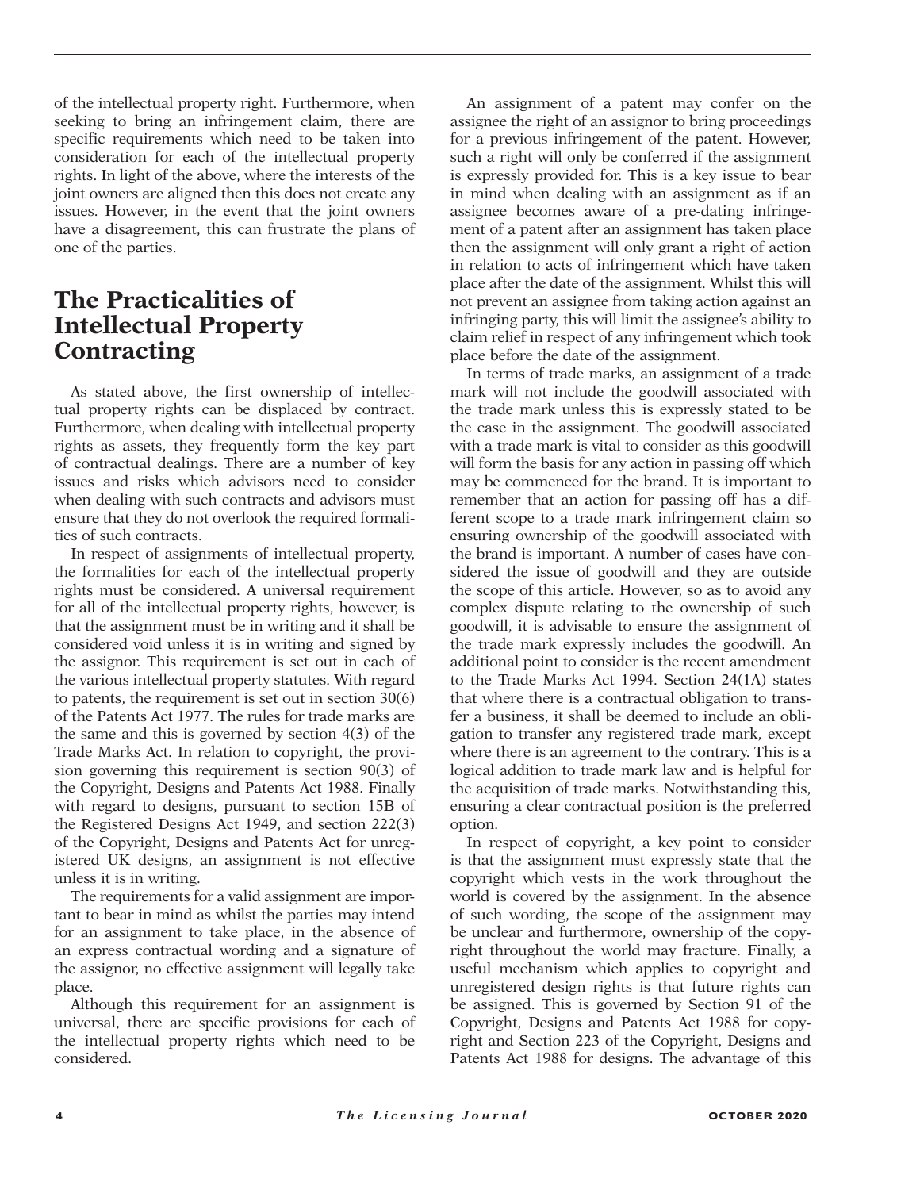of the intellectual property right. Furthermore, when seeking to bring an infringement claim, there are specific requirements which need to be taken into consideration for each of the intellectual property rights. In light of the above, where the interests of the joint owners are aligned then this does not create any issues. However, in the event that the joint owners have a disagreement, this can frustrate the plans of one of the parties.

## The Practicalities of Intellectual Property Contracting

As stated above, the first ownership of intellectual property rights can be displaced by contract. Furthermore, when dealing with intellectual property rights as assets, they frequently form the key part of contractual dealings. There are a number of key issues and risks which advisors need to consider when dealing with such contracts and advisors must ensure that they do not overlook the required formalities of such contracts.

In respect of assignments of intellectual property, the formalities for each of the intellectual property rights must be considered. A universal requirement for all of the intellectual property rights, however, is that the assignment must be in writing and it shall be considered void unless it is in writing and signed by the assignor. This requirement is set out in each of the various intellectual property statutes. With regard to patents, the requirement is set out in section 30(6) of the Patents Act 1977. The rules for trade marks are the same and this is governed by section 4(3) of the Trade Marks Act. In relation to copyright, the provision governing this requirement is section 90(3) of the Copyright, Designs and Patents Act 1988. Finally with regard to designs, pursuant to section 15B of the Registered Designs Act 1949, and section 222(3) of the Copyright, Designs and Patents Act for unregistered UK designs, an assignment is not effective unless it is in writing.

The requirements for a valid assignment are important to bear in mind as whilst the parties may intend for an assignment to take place, in the absence of an express contractual wording and a signature of the assignor, no effective assignment will legally take place.

Although this requirement for an assignment is universal, there are specific provisions for each of the intellectual property rights which need to be considered.

An assignment of a patent may confer on the assignee the right of an assignor to bring proceedings for a previous infringement of the patent. However, such a right will only be conferred if the assignment is expressly provided for. This is a key issue to bear in mind when dealing with an assignment as if an assignee becomes aware of a pre-dating infringement of a patent after an assignment has taken place then the assignment will only grant a right of action in relation to acts of infringement which have taken place after the date of the assignment. Whilst this will not prevent an assignee from taking action against an infringing party, this will limit the assignee's ability to claim relief in respect of any infringement which took place before the date of the assignment.

In terms of trade marks, an assignment of a trade mark will not include the goodwill associated with the trade mark unless this is expressly stated to be the case in the assignment. The goodwill associated with a trade mark is vital to consider as this goodwill will form the basis for any action in passing off which may be commenced for the brand. It is important to remember that an action for passing off has a different scope to a trade mark infringement claim so ensuring ownership of the goodwill associated with the brand is important. A number of cases have considered the issue of goodwill and they are outside the scope of this article. However, so as to avoid any complex dispute relating to the ownership of such goodwill, it is advisable to ensure the assignment of the trade mark expressly includes the goodwill. An additional point to consider is the recent amendment to the Trade Marks Act 1994. Section 24(1A) states that where there is a contractual obligation to transfer a business, it shall be deemed to include an obligation to transfer any registered trade mark, except where there is an agreement to the contrary. This is a logical addition to trade mark law and is helpful for the acquisition of trade marks. Notwithstanding this, ensuring a clear contractual position is the preferred option.

In respect of copyright, a key point to consider is that the assignment must expressly state that the copyright which vests in the work throughout the world is covered by the assignment. In the absence of such wording, the scope of the assignment may be unclear and furthermore, ownership of the copyright throughout the world may fracture. Finally, a useful mechanism which applies to copyright and unregistered design rights is that future rights can be assigned. This is governed by Section 91 of the Copyright, Designs and Patents Act 1988 for copyright and Section 223 of the Copyright, Designs and Patents Act 1988 for designs. The advantage of this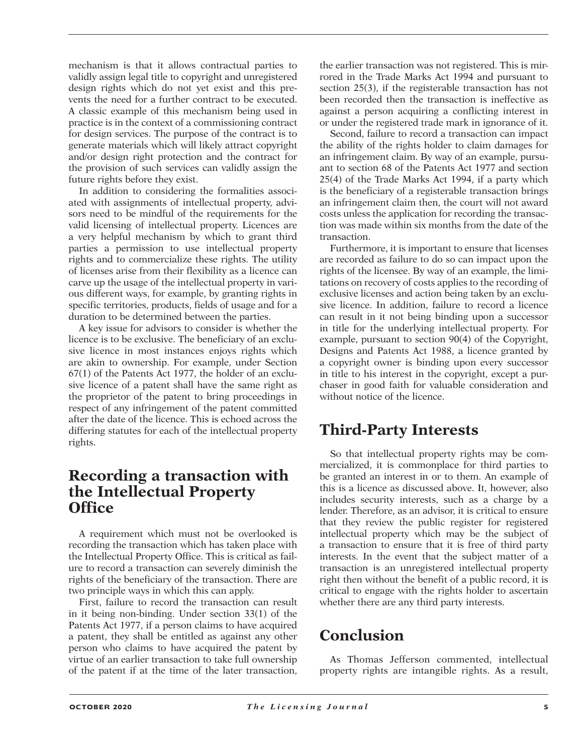mechanism is that it allows contractual parties to validly assign legal title to copyright and unregistered design rights which do not yet exist and this prevents the need for a further contract to be executed. A classic example of this mechanism being used in practice is in the context of a commissioning contract for design services. The purpose of the contract is to generate materials which will likely attract copyright and/or design right protection and the contract for the provision of such services can validly assign the future rights before they exist.

In addition to considering the formalities associated with assignments of intellectual property, advisors need to be mindful of the requirements for the valid licensing of intellectual property. Licences are a very helpful mechanism by which to grant third parties a permission to use intellectual property rights and to commercialize these rights. The utility of licenses arise from their flexibility as a licence can carve up the usage of the intellectual property in various different ways, for example, by granting rights in specific territories, products, fields of usage and for a duration to be determined between the parties.

A key issue for advisors to consider is whether the licence is to be exclusive. The beneficiary of an exclusive licence in most instances enjoys rights which are akin to ownership. For example, under Section 67(1) of the Patents Act 1977, the holder of an exclusive licence of a patent shall have the same right as the proprietor of the patent to bring proceedings in respect of any infringement of the patent committed after the date of the licence. This is echoed across the differing statutes for each of the intellectual property rights.

## Recording a transaction with the Intellectual Property Office

A requirement which must not be overlooked is recording the transaction which has taken place with the Intellectual Property Office. This is critical as failure to record a transaction can severely diminish the rights of the beneficiary of the transaction. There are two principle ways in which this can apply.

First, failure to record the transaction can result in it being non-binding. Under section 33(1) of the Patents Act 1977, if a person claims to have acquired a patent, they shall be entitled as against any other person who claims to have acquired the patent by virtue of an earlier transaction to take full ownership of the patent if at the time of the later transaction, the earlier transaction was not registered. This is mirrored in the Trade Marks Act 1994 and pursuant to section 25(3), if the registerable transaction has not been recorded then the transaction is ineffective as against a person acquiring a conflicting interest in or under the registered trade mark in ignorance of it.

Second, failure to record a transaction can impact the ability of the rights holder to claim damages for an infringement claim. By way of an example, pursuant to section 68 of the Patents Act 1977 and section 25(4) of the Trade Marks Act 1994, if a party which is the beneficiary of a registerable transaction brings an infringement claim then, the court will not award costs unless the application for recording the transaction was made within six months from the date of the transaction.

Furthermore, it is important to ensure that licenses are recorded as failure to do so can impact upon the rights of the licensee. By way of an example, the limitations on recovery of costs applies to the recording of exclusive licenses and action being taken by an exclusive licence. In addition, failure to record a licence can result in it not being binding upon a successor in title for the underlying intellectual property. For example, pursuant to section 90(4) of the Copyright, Designs and Patents Act 1988, a licence granted by a copyright owner is binding upon every successor in title to his interest in the copyright, except a purchaser in good faith for valuable consideration and without notice of the licence.

## Third-Party Interests

So that intellectual property rights may be commercialized, it is commonplace for third parties to be granted an interest in or to them. An example of this is a licence as discussed above. It, however, also includes security interests, such as a charge by a lender. Therefore, as an advisor, it is critical to ensure that they review the public register for registered intellectual property which may be the subject of a transaction to ensure that it is free of third party interests. In the event that the subject matter of a transaction is an unregistered intellectual property right then without the benefit of a public record, it is critical to engage with the rights holder to ascertain whether there are any third party interests.

## Conclusion

As Thomas Jefferson commented, intellectual property rights are intangible rights. As a result,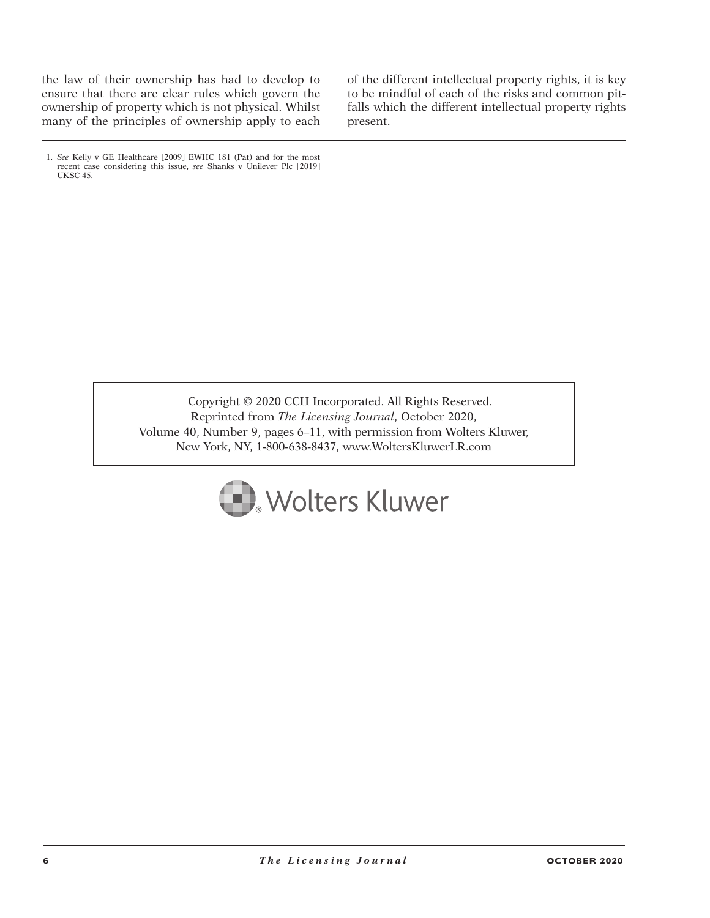the law of their ownership has had to develop to ensure that there are clear rules which govern the ownership of property which is not physical. Whilst many of the principles of ownership apply to each of the different intellectual property rights, it is key to be mindful of each of the risks and common pitfalls which the different intellectual property rights present.

1. *See* Kelly v GE Healthcare [2009] EWHC 181 (Pat) and for the most recent case considering this issue, *see* Shanks v Unilever Plc [2019] UKSC 45.

Copyright © 2020 CCH Incorporated. All Rights Reserved.
Reprinted from *The Licensing Journal*, October 2020,
Volume 40, Number 9, pages 6–11, with permission from Wolters Kluwer,
New York, NY, 1-800-638-8437, www.WoltersKluwerLR.com

Wolters Kluwer